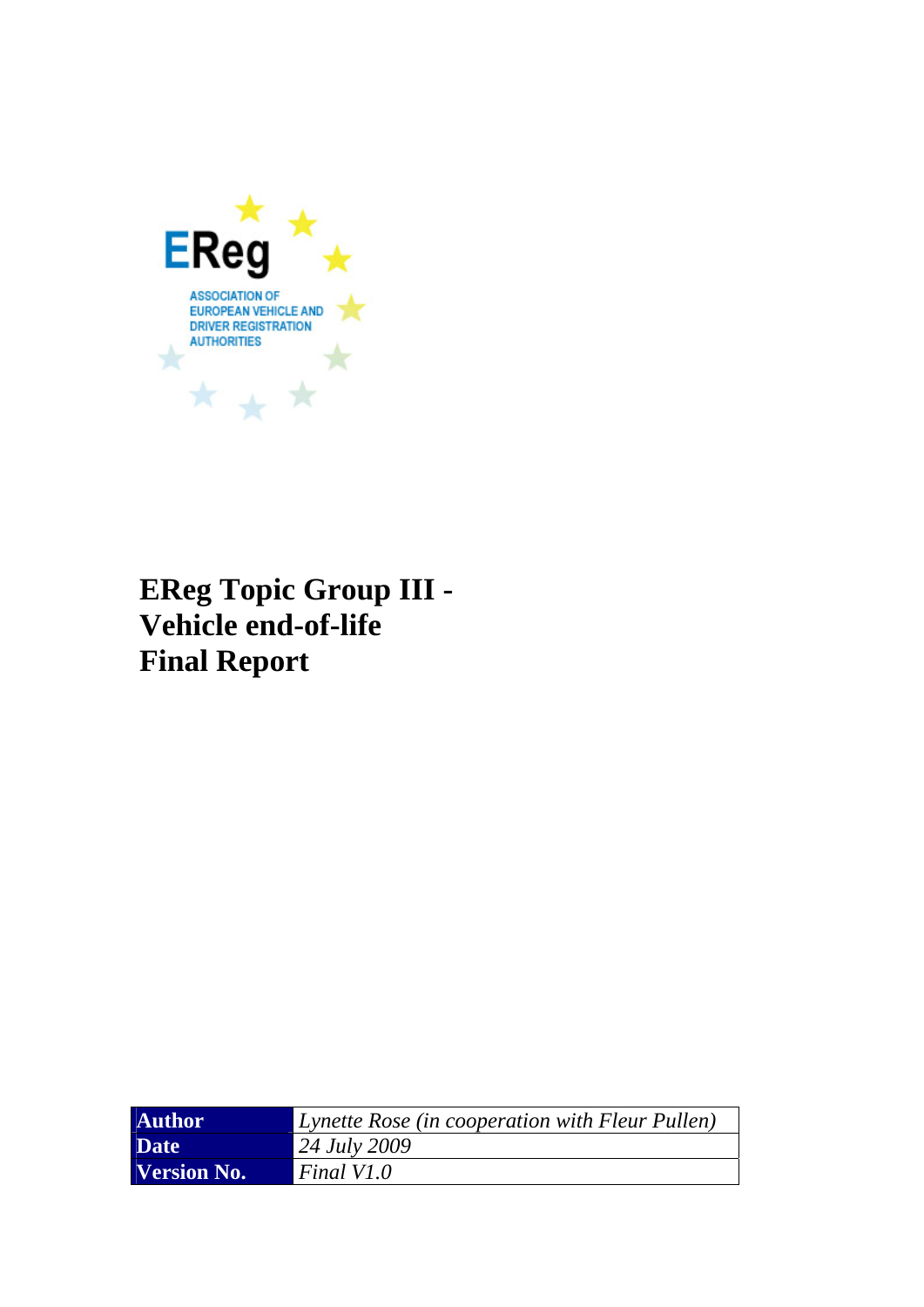EReg

ASSOCIATION OF EUROPEAN VEHICLE AND DRIVER REGISTRATION AUTHORITIES

# EReg Topic Group III - Vehicle end-of-life Final Report

| **Author** | *Lynette Rose (in cooperation with Fleur Pullen)* |
| --- | --- |
| **Date** | *24 July 2009* |
| **Version No.** | *Final V1.0* |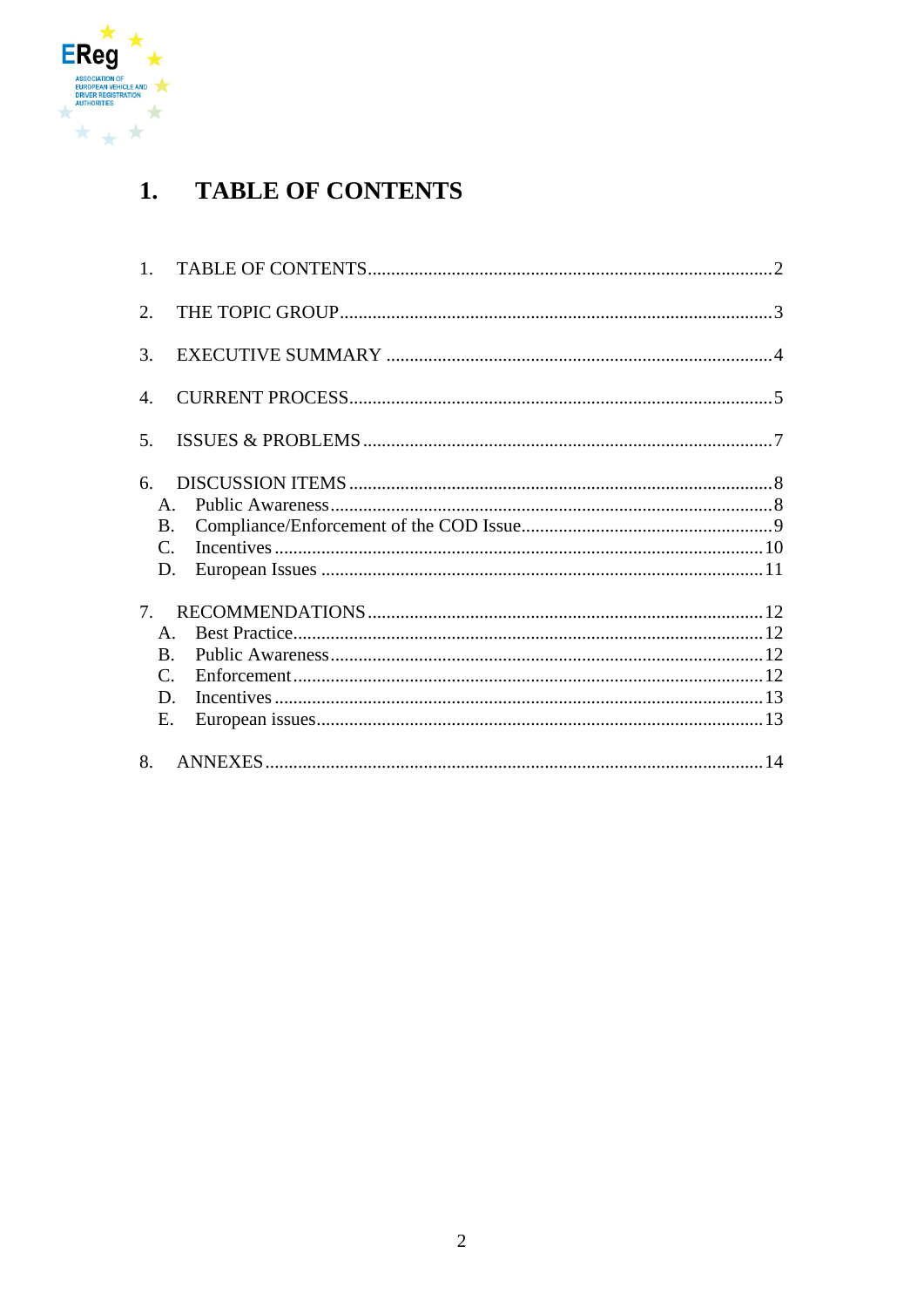# 1. TABLE OF CONTENTS

1. TABLE OF CONTENTS ........................................ 2
2. THE TOPIC GROUP ........................................ 3
3. EXECUTIVE SUMMARY ........................................ 4
4. CURRENT PROCESS ........................................ 5
5. ISSUES & PROBLEMS ........................................ 7
6. DISCUSSION ITEMS ........................................ 8
   - A. Public Awareness ........................................ 8
   - B. Compliance/Enforcement of the COD Issue ........................................ 9
   - C. Incentives ........................................ 10
   - D. European Issues ........................................ 11
7. RECOMMENDATIONS ........................................ 12
   - A. Best Practice ........................................ 12
   - B. Public Awareness ........................................ 12
   - C. Enforcement ........................................ 12
   - D. Incentives ........................................ 13
   - E. European issues ........................................ 13
8. ANNEXES ........................................ 14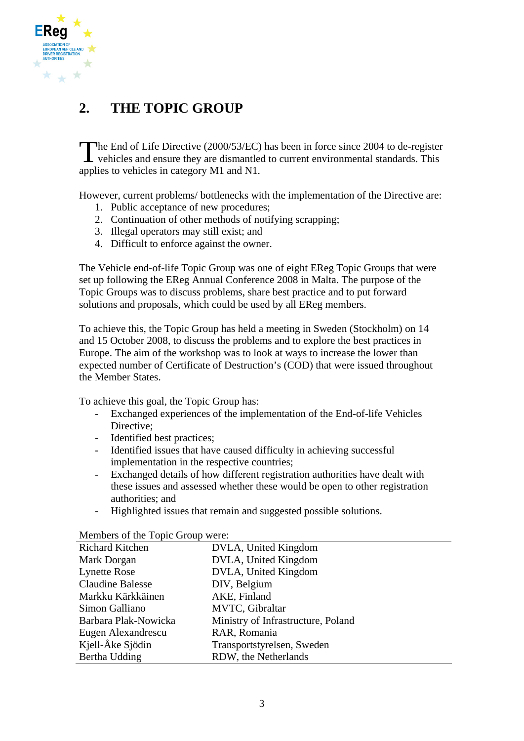## 2. THE TOPIC GROUP

The End of Life Directive (2000/53/EC) has been in force since 2004 to de-register vehicles and ensure they are dismantled to current environmental standards. This applies to vehicles in category M1 and N1.

However, current problems/ bottlenecks with the implementation of the Directive are:

1. Public acceptance of new procedures;
2. Continuation of other methods of notifying scrapping;
3. Illegal operators may still exist; and
4. Difficult to enforce against the owner.

The Vehicle end-of-life Topic Group was one of eight EReg Topic Groups that were set up following the EReg Annual Conference 2008 in Malta. The purpose of the Topic Groups was to discuss problems, share best practice and to put forward solutions and proposals, which could be used by all EReg members.

To achieve this, the Topic Group has held a meeting in Sweden (Stockholm) on 14 and 15 October 2008, to discuss the problems and to explore the best practices in Europe. The aim of the workshop was to look at ways to increase the lower than expected number of Certificate of Destruction's (COD) that were issued throughout the Member States.

To achieve this goal, the Topic Group has:

- Exchanged experiences of the implementation of the End-of-life Vehicles Directive;
- Identified best practices;
- Identified issues that have caused difficulty in achieving successful implementation in the respective countries;
- Exchanged details of how different registration authorities have dealt with these issues and assessed whether these would be open to other registration authorities; and
- Highlighted issues that remain and suggested possible solutions.

Members of the Topic Group were:

| | |
|---|---|
| Richard Kitchen | DVLA, United Kingdom |
| Mark Dorgan | DVLA, United Kingdom |
| Lynette Rose | DVLA, United Kingdom |
| Claudine Balesse | DIV, Belgium |
| Markku Kärkkäinen | AKE, Finland |
| Simon Galliano | MVTC, Gibraltar |
| Barbara Plak-Nowicka | Ministry of Infrastructure, Poland |
| Eugen Alexandrescu | RAR, Romania |
| Kjell-Åke Sjödin | Transportstyrelsen, Sweden |
| Bertha Udding | RDW, the Netherlands |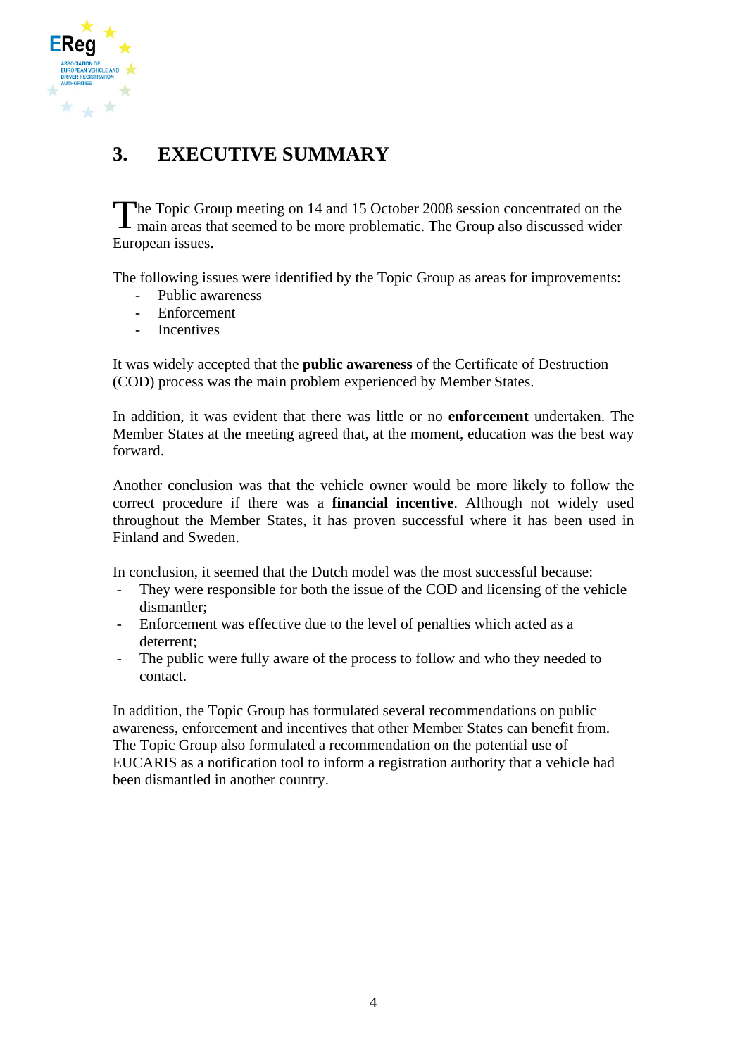## 3. EXECUTIVE SUMMARY

The Topic Group meeting on 14 and 15 October 2008 session concentrated on the main areas that seemed to be more problematic. The Group also discussed wider European issues.

The following issues were identified by the Topic Group as areas for improvements:

- Public awareness
- Enforcement
- Incentives

It was widely accepted that the **public awareness** of the Certificate of Destruction (COD) process was the main problem experienced by Member States.

In addition, it was evident that there was little or no **enforcement** undertaken. The Member States at the meeting agreed that, at the moment, education was the best way forward.

Another conclusion was that the vehicle owner would be more likely to follow the correct procedure if there was a **financial incentive**. Although not widely used throughout the Member States, it has proven successful where it has been used in Finland and Sweden.

In conclusion, it seemed that the Dutch model was the most successful because:

- They were responsible for both the issue of the COD and licensing of the vehicle dismantler;
- Enforcement was effective due to the level of penalties which acted as a deterrent;
- The public were fully aware of the process to follow and who they needed to contact.

In addition, the Topic Group has formulated several recommendations on public awareness, enforcement and incentives that other Member States can benefit from. The Topic Group also formulated a recommendation on the potential use of EUCARIS as a notification tool to inform a registration authority that a vehicle had been dismantled in another country.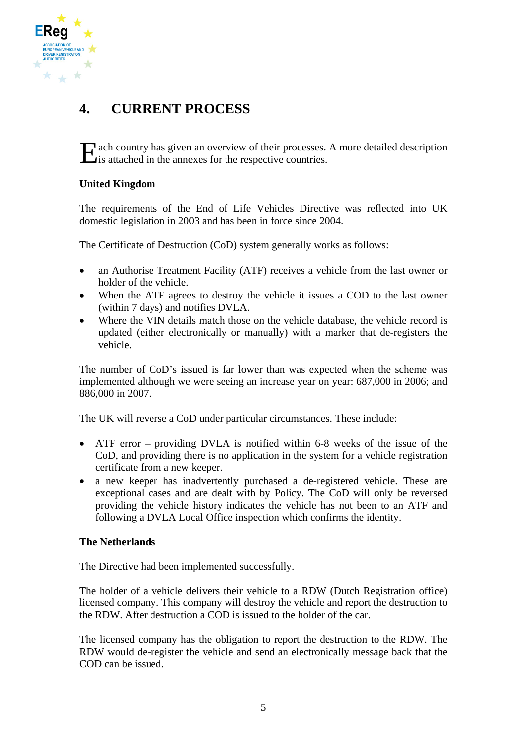# 4. CURRENT PROCESS

Each country has given an overview of their processes. A more detailed description is attached in the annexes for the respective countries.

**United Kingdom**

The requirements of the End of Life Vehicles Directive was reflected into UK domestic legislation in 2003 and has been in force since 2004.

The Certificate of Destruction (CoD) system generally works as follows:

- an Authorise Treatment Facility (ATF) receives a vehicle from the last owner or holder of the vehicle.
- When the ATF agrees to destroy the vehicle it issues a COD to the last owner (within 7 days) and notifies DVLA.
- Where the VIN details match those on the vehicle database, the vehicle record is updated (either electronically or manually) with a marker that de-registers the vehicle.

The number of CoD's issued is far lower than was expected when the scheme was implemented although we were seeing an increase year on year: 687,000 in 2006; and 886,000 in 2007.

The UK will reverse a CoD under particular circumstances. These include:

- ATF error – providing DVLA is notified within 6-8 weeks of the issue of the CoD, and providing there is no application in the system for a vehicle registration certificate from a new keeper.
- a new keeper has inadvertently purchased a de-registered vehicle. These are exceptional cases and are dealt with by Policy. The CoD will only be reversed providing the vehicle history indicates the vehicle has not been to an ATF and following a DVLA Local Office inspection which confirms the identity.

**The Netherlands**

The Directive had been implemented successfully.

The holder of a vehicle delivers their vehicle to a RDW (Dutch Registration office) licensed company. This company will destroy the vehicle and report the destruction to the RDW. After destruction a COD is issued to the holder of the car.

The licensed company has the obligation to report the destruction to the RDW. The RDW would de-register the vehicle and send an electronically message back that the COD can be issued.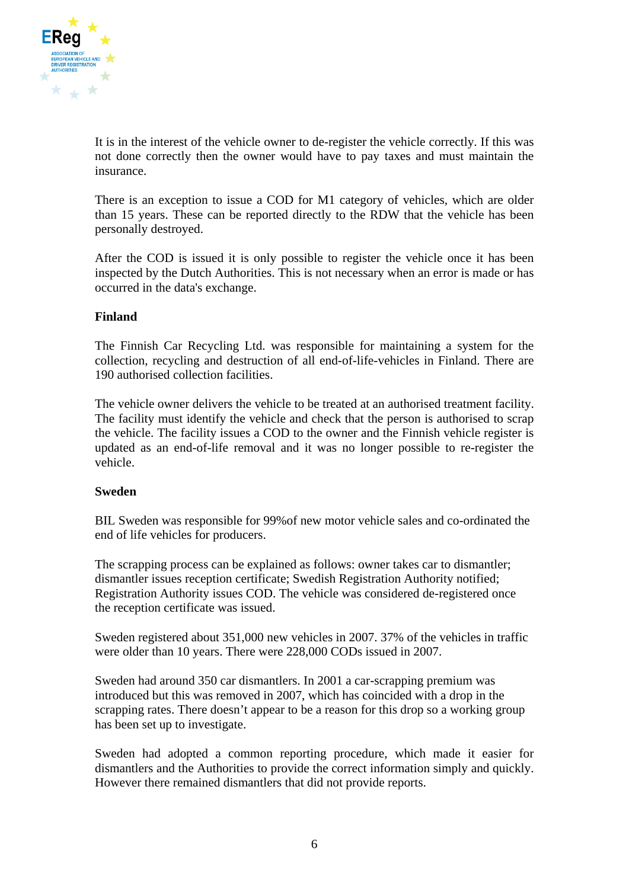It is in the interest of the vehicle owner to de-register the vehicle correctly. If this was not done correctly then the owner would have to pay taxes and must maintain the insurance.

There is an exception to issue a COD for M1 category of vehicles, which are older than 15 years. These can be reported directly to the RDW that the vehicle has been personally destroyed.

After the COD is issued it is only possible to register the vehicle once it has been inspected by the Dutch Authorities. This is not necessary when an error is made or has occurred in the data's exchange.

**Finland**

The Finnish Car Recycling Ltd. was responsible for maintaining a system for the collection, recycling and destruction of all end-of-life-vehicles in Finland. There are 190 authorised collection facilities.

The vehicle owner delivers the vehicle to be treated at an authorised treatment facility. The facility must identify the vehicle and check that the person is authorised to scrap the vehicle. The facility issues a COD to the owner and the Finnish vehicle register is updated as an end-of-life removal and it was no longer possible to re-register the vehicle.

**Sweden**

BIL Sweden was responsible for 99%of new motor vehicle sales and co-ordinated the end of life vehicles for producers.

The scrapping process can be explained as follows: owner takes car to dismantler; dismantler issues reception certificate; Swedish Registration Authority notified; Registration Authority issues COD. The vehicle was considered de-registered once the reception certificate was issued.

Sweden registered about 351,000 new vehicles in 2007. 37% of the vehicles in traffic were older than 10 years. There were 228,000 CODs issued in 2007.

Sweden had around 350 car dismantlers. In 2001 a car-scrapping premium was introduced but this was removed in 2007, which has coincided with a drop in the scrapping rates. There doesn't appear to be a reason for this drop so a working group has been set up to investigate.

Sweden had adopted a common reporting procedure, which made it easier for dismantlers and the Authorities to provide the correct information simply and quickly. However there remained dismantlers that did not provide reports.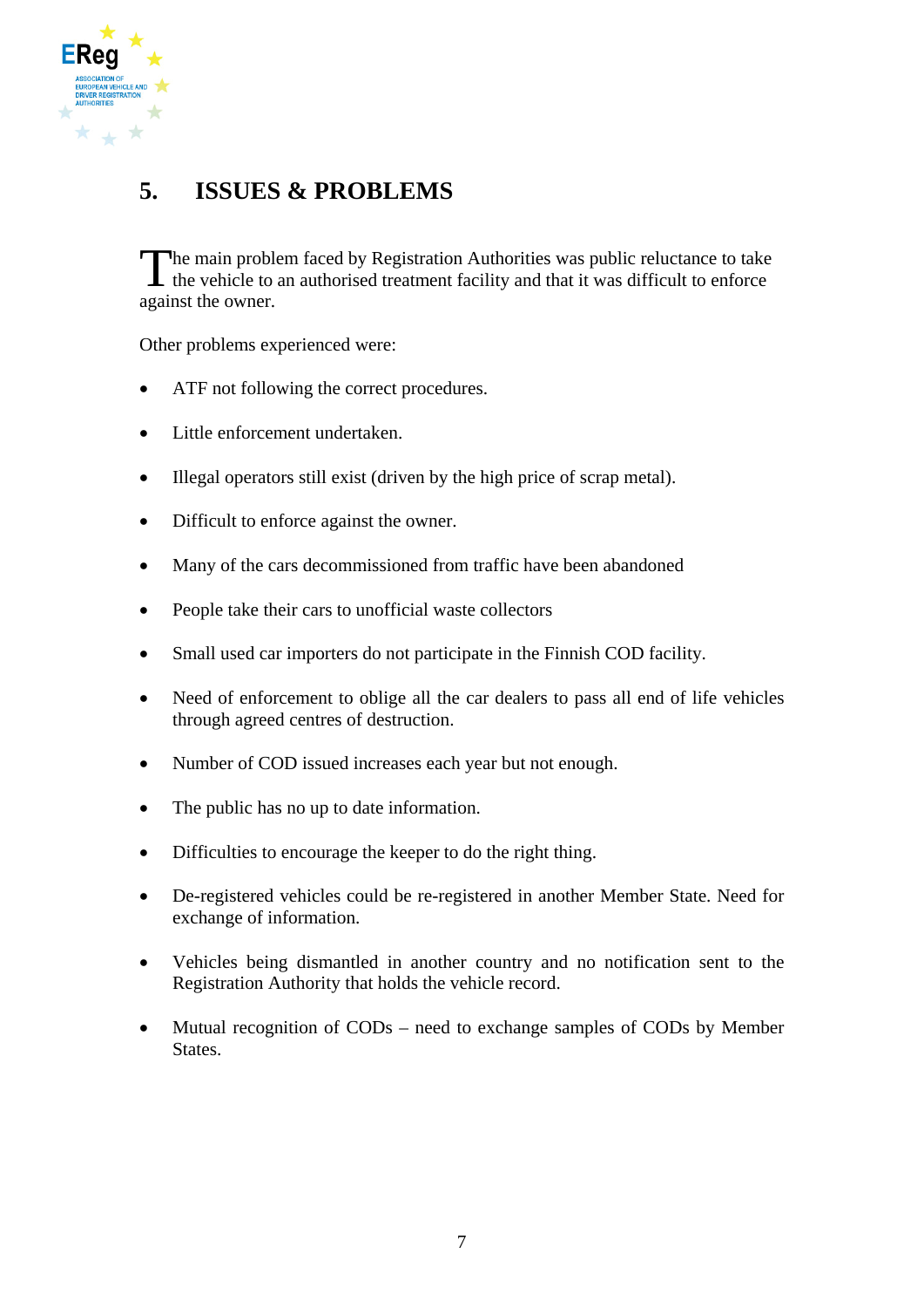## 5. ISSUES & PROBLEMS

The main problem faced by Registration Authorities was public reluctance to take the vehicle to an authorised treatment facility and that it was difficult to enforce against the owner.

Other problems experienced were:

- ATF not following the correct procedures.
- Little enforcement undertaken.
- Illegal operators still exist (driven by the high price of scrap metal).
- Difficult to enforce against the owner.
- Many of the cars decommissioned from traffic have been abandoned
- People take their cars to unofficial waste collectors
- Small used car importers do not participate in the Finnish COD facility.
- Need of enforcement to oblige all the car dealers to pass all end of life vehicles through agreed centres of destruction.
- Number of COD issued increases each year but not enough.
- The public has no up to date information.
- Difficulties to encourage the keeper to do the right thing.
- De-registered vehicles could be re-registered in another Member State. Need for exchange of information.
- Vehicles being dismantled in another country and no notification sent to the Registration Authority that holds the vehicle record.
- Mutual recognition of CODs – need to exchange samples of CODs by Member States.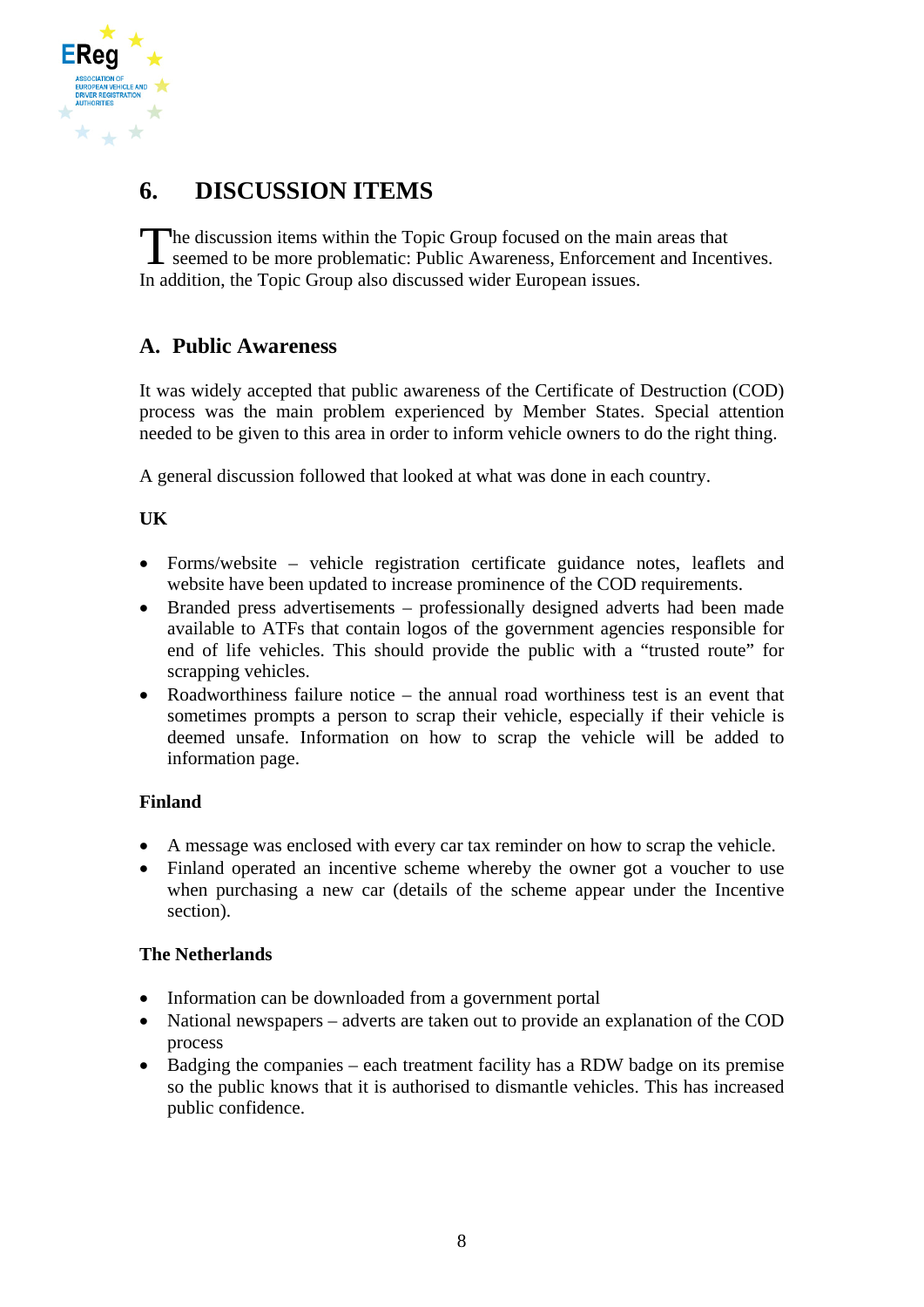## 6. DISCUSSION ITEMS

The discussion items within the Topic Group focused on the main areas that seemed to be more problematic: Public Awareness, Enforcement and Incentives. In addition, the Topic Group also discussed wider European issues.

### A. Public Awareness

It was widely accepted that public awareness of the Certificate of Destruction (COD) process was the main problem experienced by Member States. Special attention needed to be given to this area in order to inform vehicle owners to do the right thing.

A general discussion followed that looked at what was done in each country.

**UK**

- Forms/website – vehicle registration certificate guidance notes, leaflets and website have been updated to increase prominence of the COD requirements.
- Branded press advertisements – professionally designed adverts had been made available to ATFs that contain logos of the government agencies responsible for end of life vehicles. This should provide the public with a "trusted route" for scrapping vehicles.
- Roadworthiness failure notice – the annual road worthiness test is an event that sometimes prompts a person to scrap their vehicle, especially if their vehicle is deemed unsafe. Information on how to scrap the vehicle will be added to information page.

**Finland**

- A message was enclosed with every car tax reminder on how to scrap the vehicle.
- Finland operated an incentive scheme whereby the owner got a voucher to use when purchasing a new car (details of the scheme appear under the Incentive section).

**The Netherlands**

- Information can be downloaded from a government portal
- National newspapers – adverts are taken out to provide an explanation of the COD process
- Badging the companies – each treatment facility has a RDW badge on its premise so the public knows that it is authorised to dismantle vehicles. This has increased public confidence.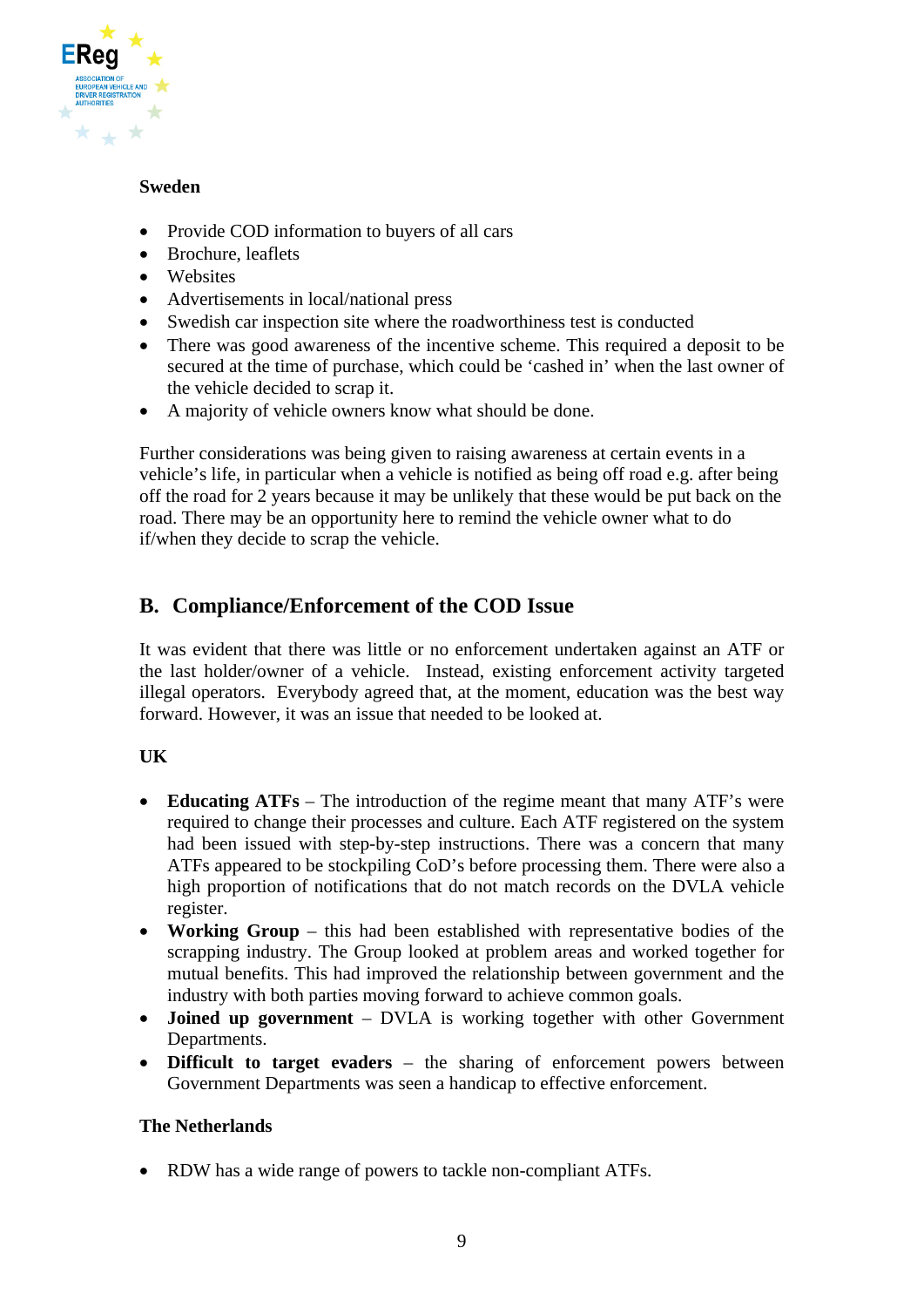**Sweden**

- Provide COD information to buyers of all cars
- Brochure, leaflets
- Websites
- Advertisements in local/national press
- Swedish car inspection site where the roadworthiness test is conducted
- There was good awareness of the incentive scheme. This required a deposit to be secured at the time of purchase, which could be 'cashed in' when the last owner of the vehicle decided to scrap it.
- A majority of vehicle owners know what should be done.

Further considerations was being given to raising awareness at certain events in a vehicle's life, in particular when a vehicle is notified as being off road e.g. after being off the road for 2 years because it may be unlikely that these would be put back on the road. There may be an opportunity here to remind the vehicle owner what to do if/when they decide to scrap the vehicle.

## B. Compliance/Enforcement of the COD Issue

It was evident that there was little or no enforcement undertaken against an ATF or the last holder/owner of a vehicle. Instead, existing enforcement activity targeted illegal operators. Everybody agreed that, at the moment, education was the best way forward. However, it was an issue that needed to be looked at.

**UK**

- **Educating ATFs** – The introduction of the regime meant that many ATF's were required to change their processes and culture. Each ATF registered on the system had been issued with step-by-step instructions. There was a concern that many ATFs appeared to be stockpiling CoD's before processing them. There were also a high proportion of notifications that do not match records on the DVLA vehicle register.
- **Working Group** – this had been established with representative bodies of the scrapping industry. The Group looked at problem areas and worked together for mutual benefits. This had improved the relationship between government and the industry with both parties moving forward to achieve common goals.
- **Joined up government** – DVLA is working together with other Government Departments.
- **Difficult to target evaders** – the sharing of enforcement powers between Government Departments was seen a handicap to effective enforcement.

**The Netherlands**

- RDW has a wide range of powers to tackle non-compliant ATFs.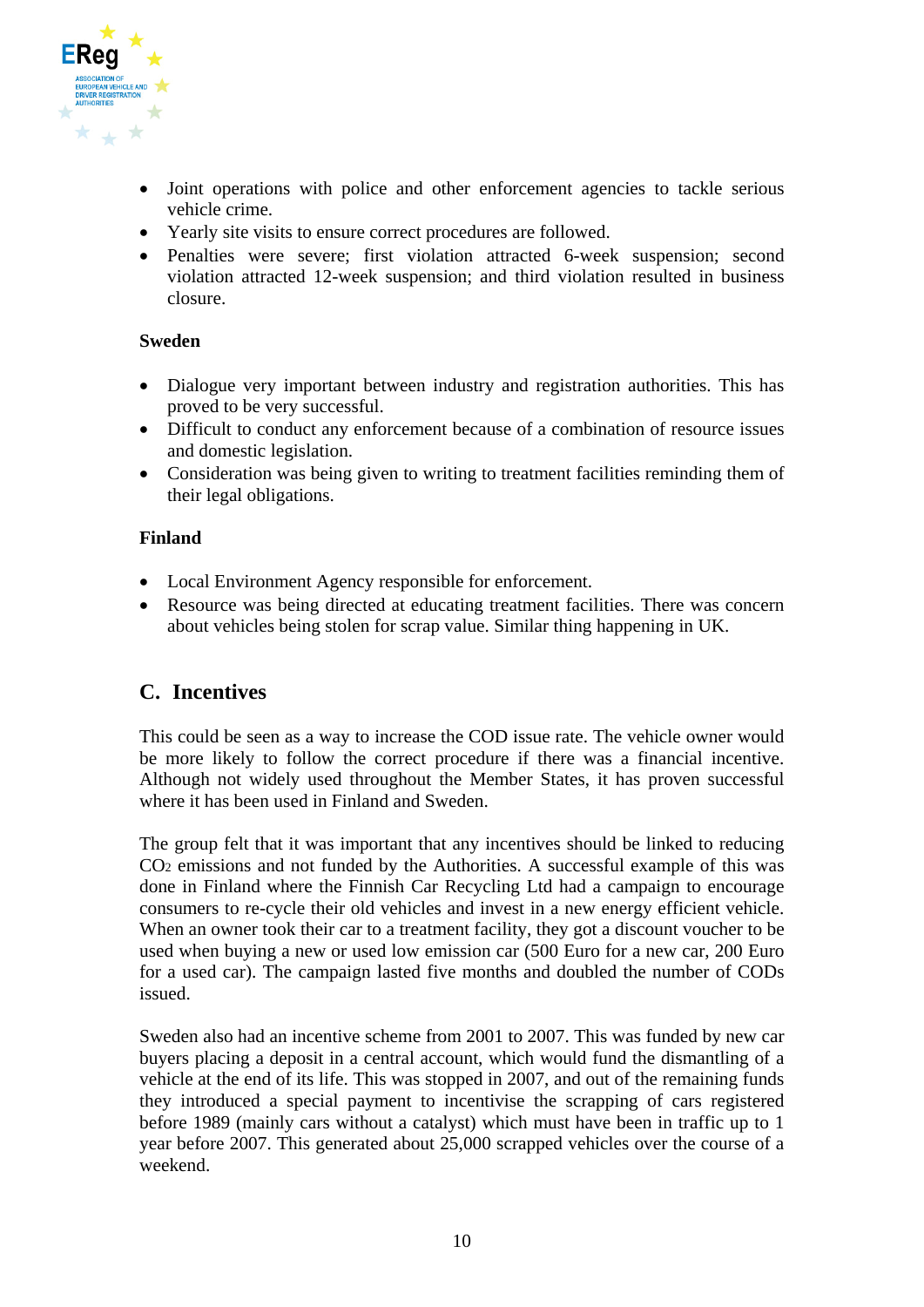- Joint operations with police and other enforcement agencies to tackle serious vehicle crime.
- Yearly site visits to ensure correct procedures are followed.
- Penalties were severe; first violation attracted 6-week suspension; second violation attracted 12-week suspension; and third violation resulted in business closure.

**Sweden**

- Dialogue very important between industry and registration authorities. This has proved to be very successful.
- Difficult to conduct any enforcement because of a combination of resource issues and domestic legislation.
- Consideration was being given to writing to treatment facilities reminding them of their legal obligations.

**Finland**

- Local Environment Agency responsible for enforcement.
- Resource was being directed at educating treatment facilities. There was concern about vehicles being stolen for scrap value. Similar thing happening in UK.

## C. Incentives

This could be seen as a way to increase the COD issue rate. The vehicle owner would be more likely to follow the correct procedure if there was a financial incentive. Although not widely used throughout the Member States, it has proven successful where it has been used in Finland and Sweden.

The group felt that it was important that any incentives should be linked to reducing $CO_2$ emissions and not funded by the Authorities. A successful example of this was done in Finland where the Finnish Car Recycling Ltd had a campaign to encourage consumers to re-cycle their old vehicles and invest in a new energy efficient vehicle. When an owner took their car to a treatment facility, they got a discount voucher to be used when buying a new or used low emission car (500 Euro for a new car, 200 Euro for a used car). The campaign lasted five months and doubled the number of CODs issued.

Sweden also had an incentive scheme from 2001 to 2007. This was funded by new car buyers placing a deposit in a central account, which would fund the dismantling of a vehicle at the end of its life. This was stopped in 2007, and out of the remaining funds they introduced a special payment to incentivise the scrapping of cars registered before 1989 (mainly cars without a catalyst) which must have been in traffic up to 1 year before 2007. This generated about 25,000 scrapped vehicles over the course of a weekend.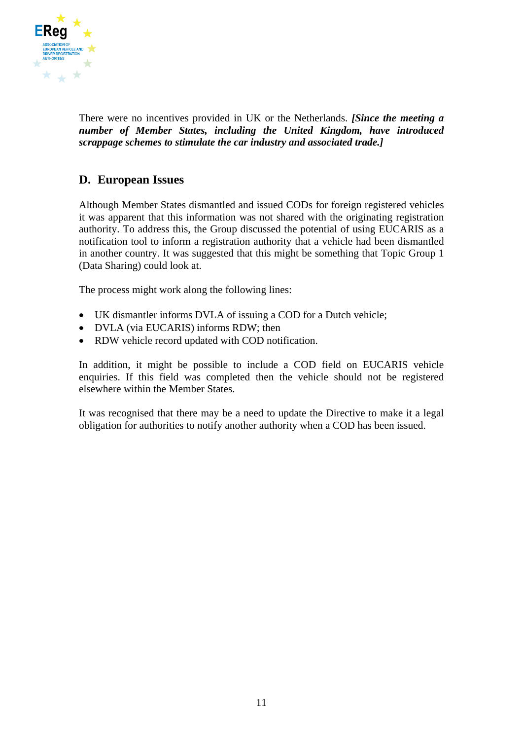There were no incentives provided in UK or the Netherlands. ***[Since the meeting a number of Member States, including the United Kingdom, have introduced scrappage schemes to stimulate the car industry and associated trade.]***

## D. European Issues

Although Member States dismantled and issued CODs for foreign registered vehicles it was apparent that this information was not shared with the originating registration authority. To address this, the Group discussed the potential of using EUCARIS as a notification tool to inform a registration authority that a vehicle had been dismantled in another country. It was suggested that this might be something that Topic Group 1 (Data Sharing) could look at.

The process might work along the following lines:

- UK dismantler informs DVLA of issuing a COD for a Dutch vehicle;
- DVLA (via EUCARIS) informs RDW; then
- RDW vehicle record updated with COD notification.

In addition, it might be possible to include a COD field on EUCARIS vehicle enquiries. If this field was completed then the vehicle should not be registered elsewhere within the Member States.

It was recognised that there may be a need to update the Directive to make it a legal obligation for authorities to notify another authority when a COD has been issued.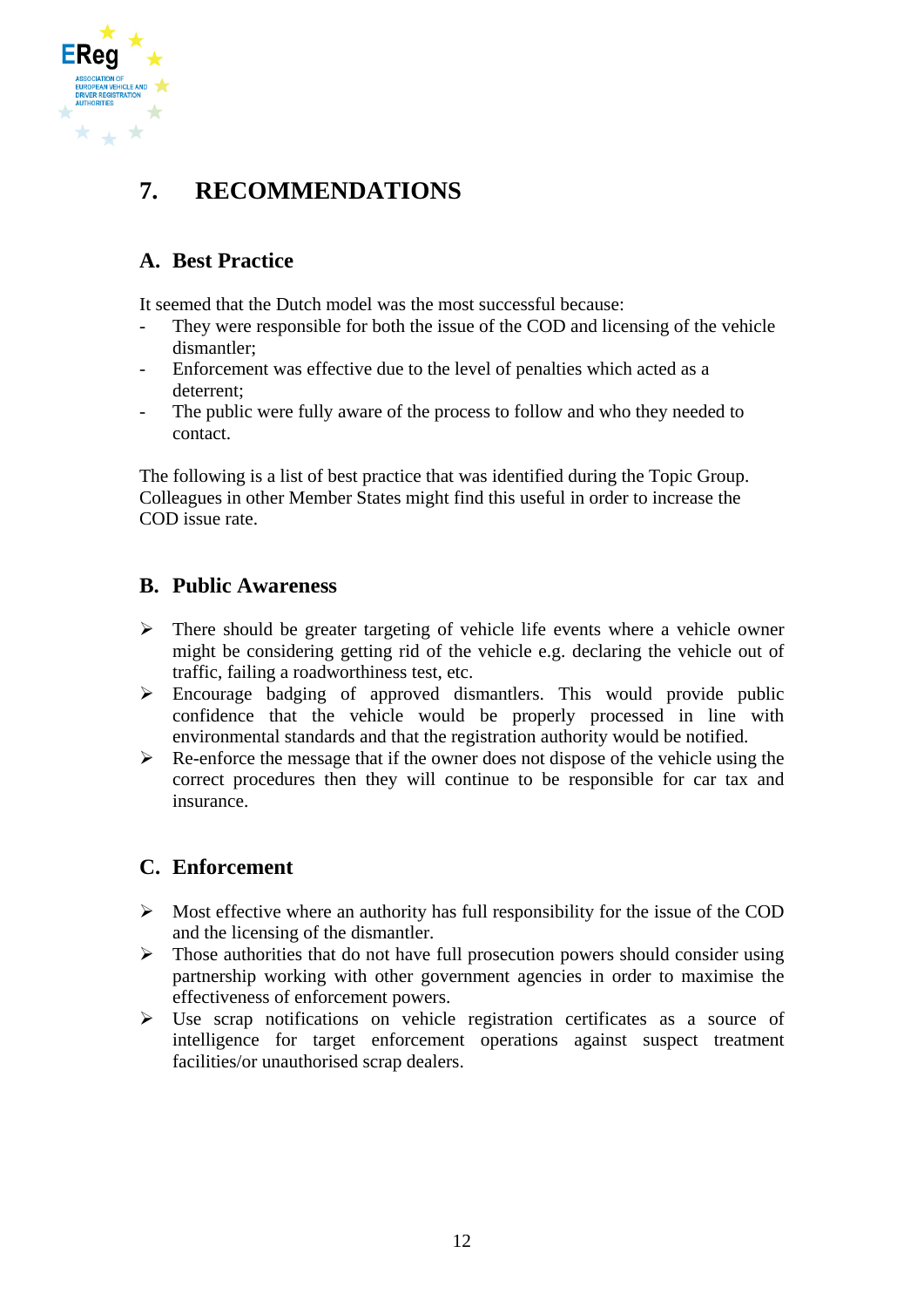# 7. RECOMMENDATIONS

## A. Best Practice

It seemed that the Dutch model was the most successful because:

- They were responsible for both the issue of the COD and licensing of the vehicle dismantler;
- Enforcement was effective due to the level of penalties which acted as a deterrent;
- The public were fully aware of the process to follow and who they needed to contact.

The following is a list of best practice that was identified during the Topic Group. Colleagues in other Member States might find this useful in order to increase the COD issue rate.

## B. Public Awareness

- There should be greater targeting of vehicle life events where a vehicle owner might be considering getting rid of the vehicle e.g. declaring the vehicle out of traffic, failing a roadworthiness test, etc.
- Encourage badging of approved dismantlers. This would provide public confidence that the vehicle would be properly processed in line with environmental standards and that the registration authority would be notified.
- Re-enforce the message that if the owner does not dispose of the vehicle using the correct procedures then they will continue to be responsible for car tax and insurance.

## C. Enforcement

- Most effective where an authority has full responsibility for the issue of the COD and the licensing of the dismantler.
- Those authorities that do not have full prosecution powers should consider using partnership working with other government agencies in order to maximise the effectiveness of enforcement powers.
- Use scrap notifications on vehicle registration certificates as a source of intelligence for target enforcement operations against suspect treatment facilities/or unauthorised scrap dealers.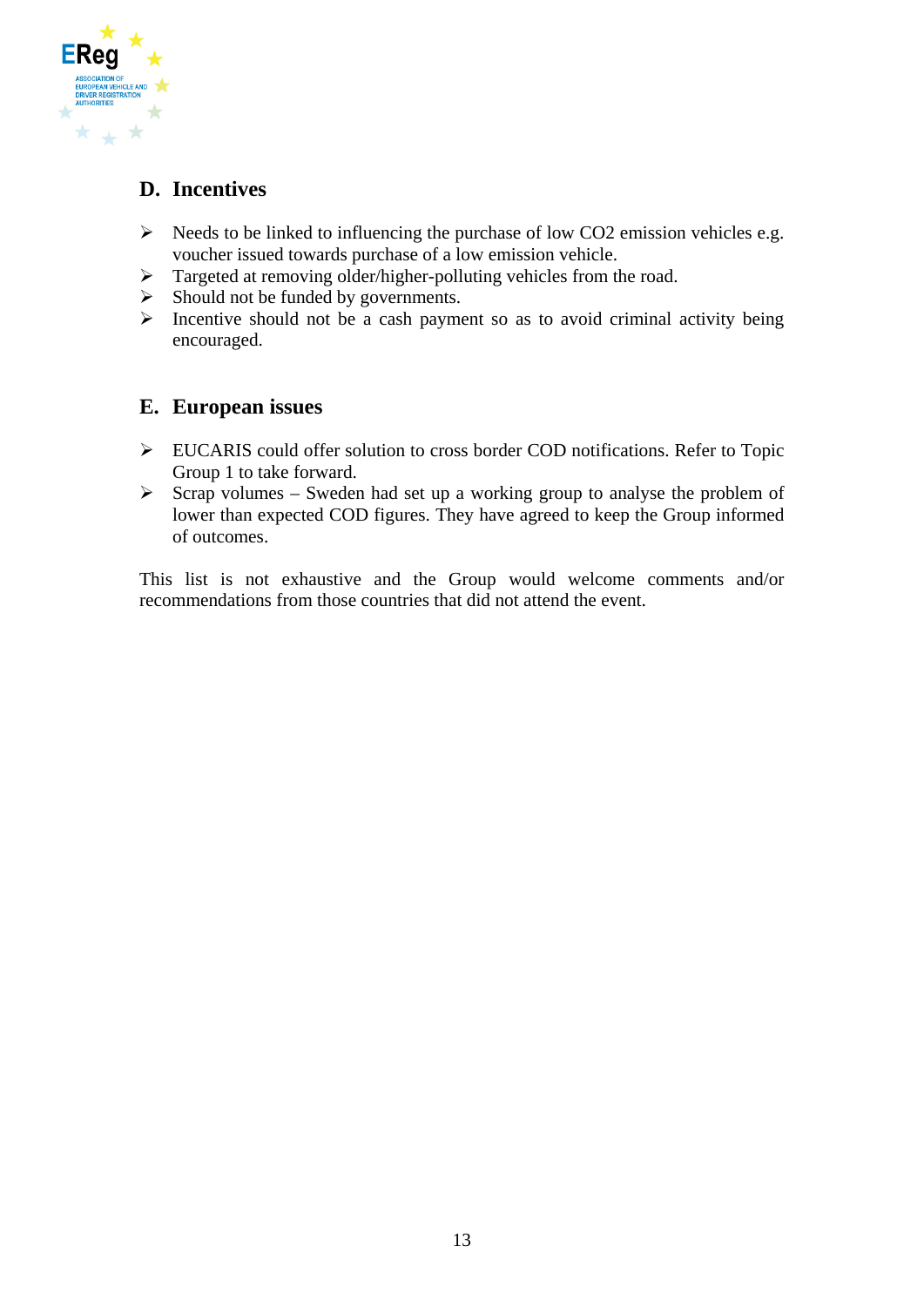## D. Incentives

- Needs to be linked to influencing the purchase of low $CO_2$ emission vehicles e.g. voucher issued towards purchase of a low emission vehicle.
- Targeted at removing older/higher-polluting vehicles from the road.
- Should not be funded by governments.
- Incentive should not be a cash payment so as to avoid criminal activity being encouraged.

## E. European issues

- EUCARIS could offer solution to cross border COD notifications. Refer to Topic Group 1 to take forward.
- Scrap volumes – Sweden had set up a working group to analyse the problem of lower than expected COD figures. They have agreed to keep the Group informed of outcomes.

This list is not exhaustive and the Group would welcome comments and/or recommendations from those countries that did not attend the event.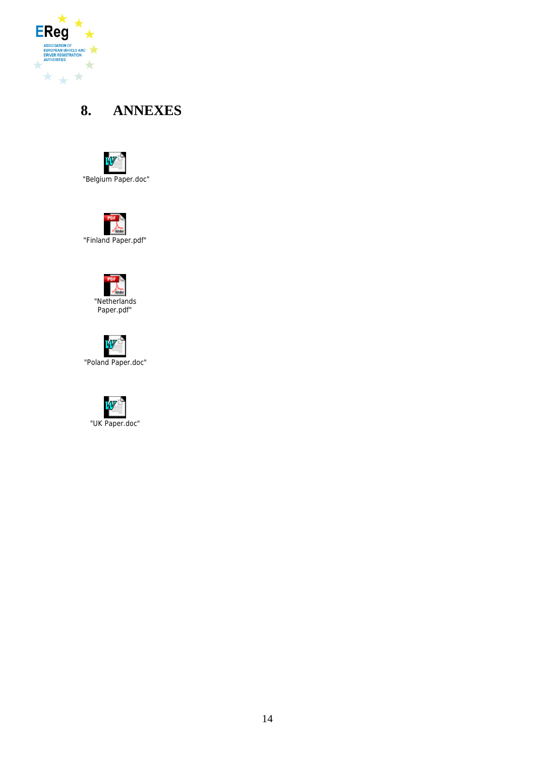# 8. ANNEXES

"Belgium Paper.doc"

"Finland Paper.pdf"

"Netherlands Paper.pdf"

"Poland Paper.doc"

"UK Paper.doc"